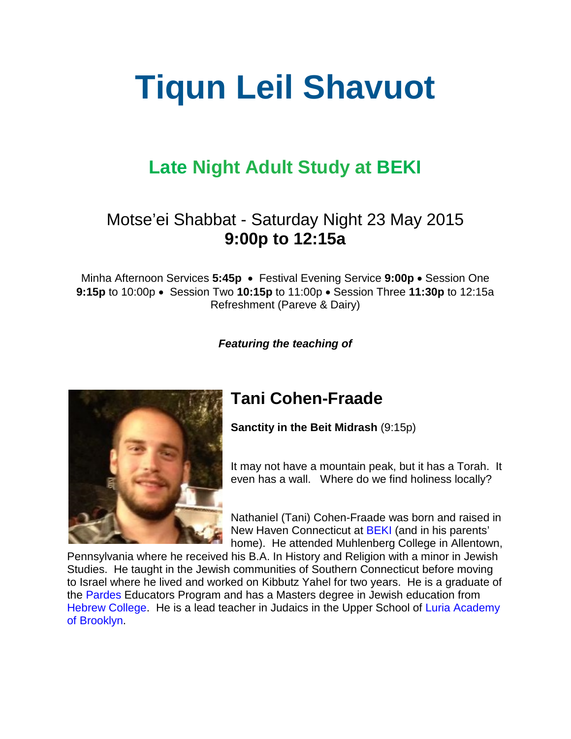# Tiqun Leil Shavuot

## Late Night Adult Study at BEKI

Motse'ei Shabbat - Saturday Night 23 May 2015
**9:00p to 12:15a**

Minha Afternoon Services **5:45p** • Festival Evening Service **9:00p** • Session One **9:15p** to 10:00p • Session Two **10:15p** to 11:00p • Session Three **11:30p** to 12:15a
Refreshment (Pareve & Dairy)

***Featuring the teaching of***

## Tani Cohen-Fraade

**Sanctity in the Beit Midrash** (9:15p)

It may not have a mountain peak, but it has a Torah. It even has a wall. Where do we find holiness locally?

Nathaniel (Tani) Cohen-Fraade was born and raised in New Haven Connecticut at BEKI (and in his parents' home). He attended Muhlenberg College in Allentown, Pennsylvania where he received his B.A. In History and Religion with a minor in Jewish Studies. He taught in the Jewish communities of Southern Connecticut before moving to Israel where he lived and worked on Kibbutz Yahel for two years. He is a graduate of the Pardes Educators Program and has a Masters degree in Jewish education from Hebrew College. He is a lead teacher in Judaics in the Upper School of Luria Academy of Brooklyn.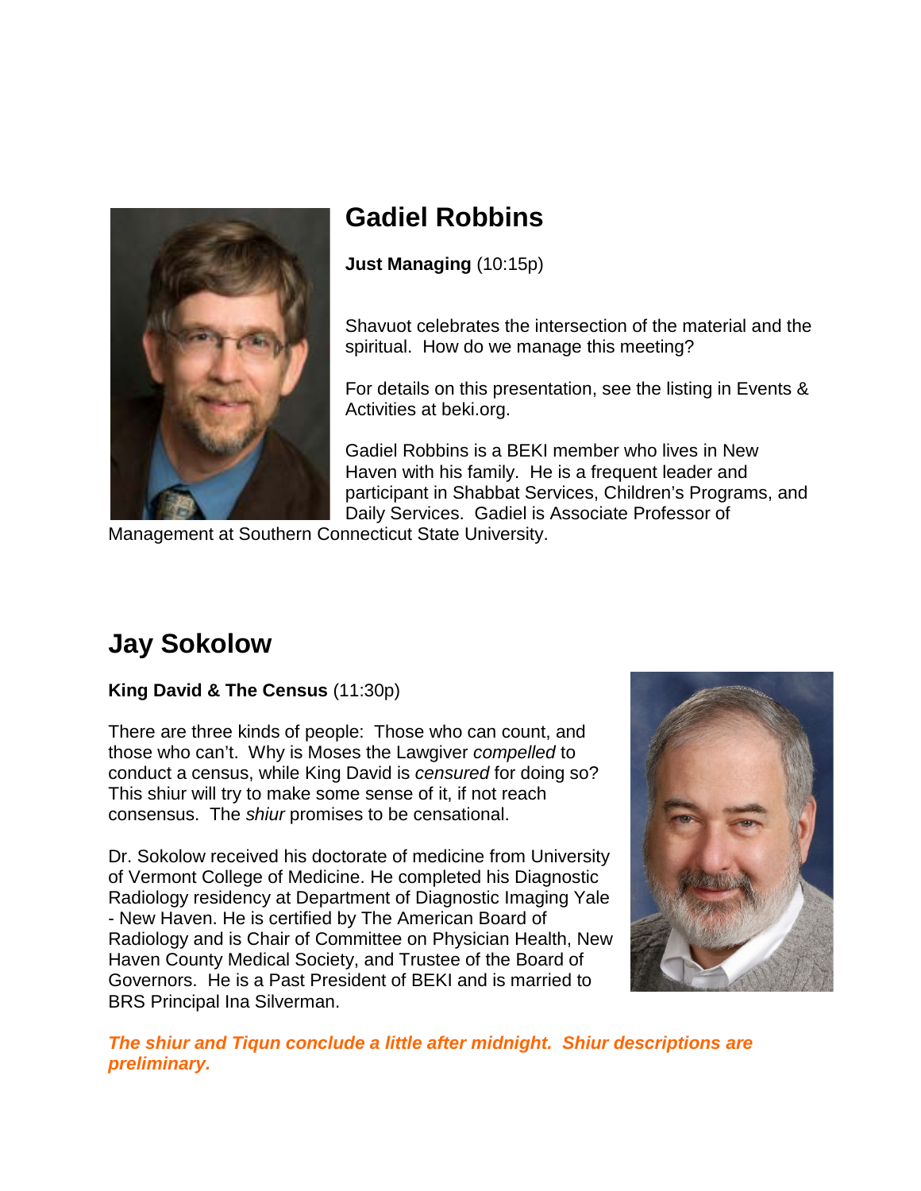## Gadiel Robbins

**Just Managing** (10:15p)

Shavuot celebrates the intersection of the material and the spiritual. How do we manage this meeting?

For details on this presentation, see the listing in Events & Activities at beki.org.

Gadiel Robbins is a BEKI member who lives in New Haven with his family. He is a frequent leader and participant in Shabbat Services, Children's Programs, and Daily Services. Gadiel is Associate Professor of Management at Southern Connecticut State University.

## Jay Sokolow

**King David & The Census** (11:30p)

There are three kinds of people: Those who can count, and those who can't. Why is Moses the Lawgiver *compelled* to conduct a census, while King David is *censured* for doing so? This shiur will try to make some sense of it, if not reach consensus. The *shiur* promises to be censational.

Dr. Sokolow received his doctorate of medicine from University of Vermont College of Medicine. He completed his Diagnostic Radiology residency at Department of Diagnostic Imaging Yale - New Haven. He is certified by The American Board of Radiology and is Chair of Committee on Physician Health, New Haven County Medical Society, and Trustee of the Board of Governors. He is a Past President of BEKI and is married to BRS Principal Ina Silverman.

***The shiur and Tiqun conclude a little after midnight. Shiur descriptions are preliminary.***